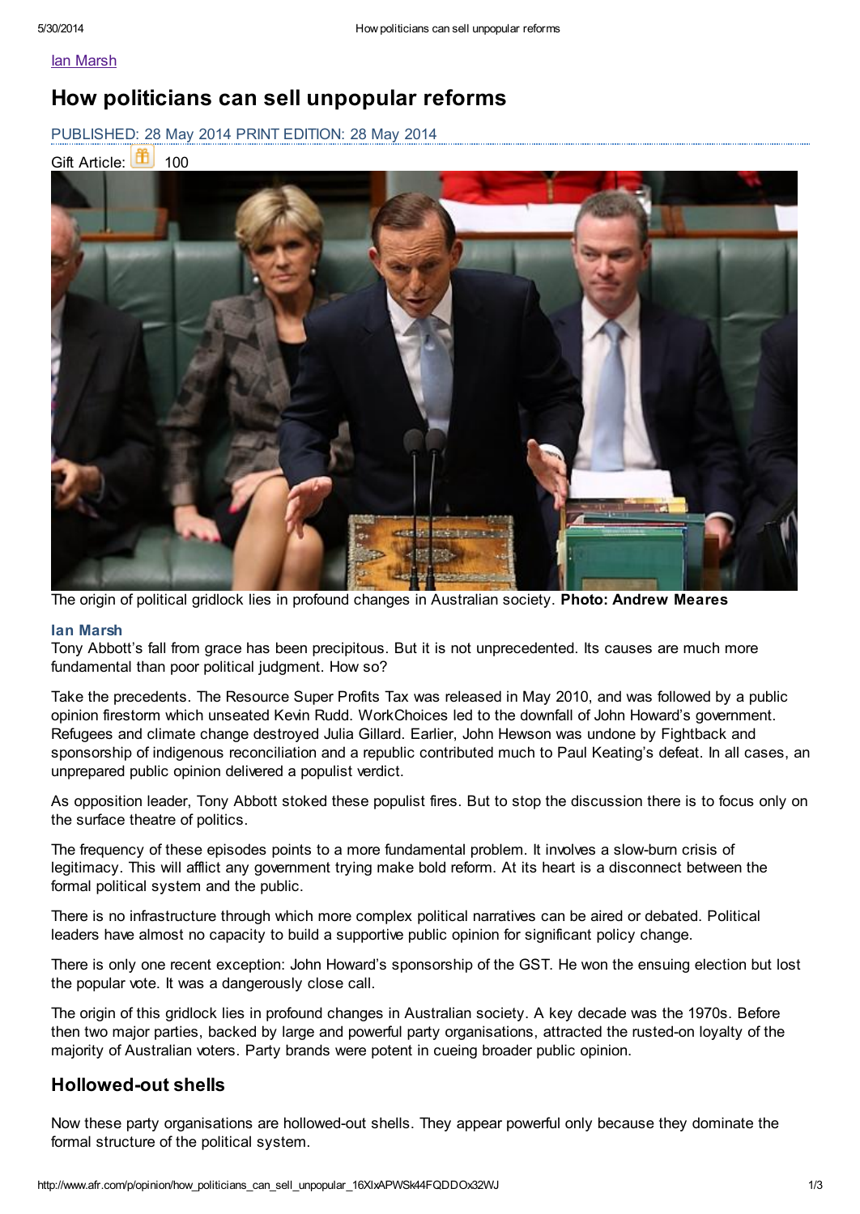Ian Marsh

# How politicians can sell unpopular reforms

PUBLISHED: 28 May 2014 PRINT EDITION: 28 May 2014

Gift Article: 100

The origin of political gridlock lies in profound changes in Australian society. **Photo: Andrew Meares**

**Ian Marsh**

Tony Abbott's fall from grace has been precipitous. But it is not unprecedented. Its causes are much more fundamental than poor political judgment. How so?

Take the precedents. The Resource Super Profits Tax was released in May 2010, and was followed by a public opinion firestorm which unseated Kevin Rudd. WorkChoices led to the downfall of John Howard's government. Refugees and climate change destroyed Julia Gillard. Earlier, John Hewson was undone by Fightback and sponsorship of indigenous reconciliation and a republic contributed much to Paul Keating's defeat. In all cases, an unprepared public opinion delivered a populist verdict.

As opposition leader, Tony Abbott stoked these populist fires. But to stop the discussion there is to focus only on the surface theatre of politics.

The frequency of these episodes points to a more fundamental problem. It involves a slow-burn crisis of legitimacy. This will afflict any government trying make bold reform. At its heart is a disconnect between the formal political system and the public.

There is no infrastructure through which more complex political narratives can be aired or debated. Political leaders have almost no capacity to build a supportive public opinion for significant policy change.

There is only one recent exception: John Howard's sponsorship of the GST. He won the ensuing election but lost the popular vote. It was a dangerously close call.

The origin of this gridlock lies in profound changes in Australian society. A key decade was the 1970s. Before then two major parties, backed by large and powerful party organisations, attracted the rusted-on loyalty of the majority of Australian voters. Party brands were potent in cueing broader public opinion.

## Hollowed-out shells

Now these party organisations are hollowed-out shells. They appear powerful only because they dominate the formal structure of the political system.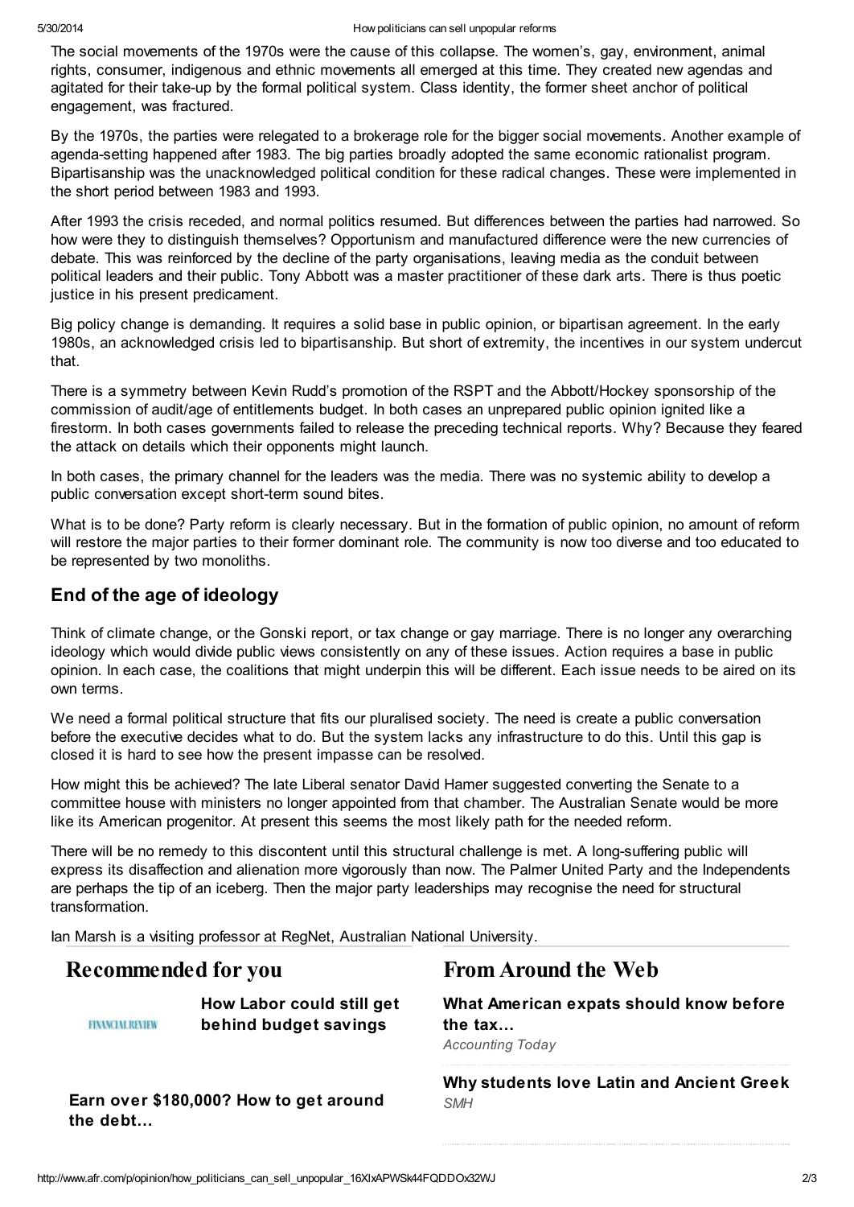The social movements of the 1970s were the cause of this collapse. The women's, gay, environment, animal rights, consumer, indigenous and ethnic movements all emerged at this time. They created new agendas and agitated for their take-up by the formal political system. Class identity, the former sheet anchor of political engagement, was fractured.

By the 1970s, the parties were relegated to a brokerage role for the bigger social movements. Another example of agenda-setting happened after 1983. The big parties broadly adopted the same economic rationalist program. Bipartisanship was the unacknowledged political condition for these radical changes. These were implemented in the short period between 1983 and 1993.

After 1993 the crisis receded, and normal politics resumed. But differences between the parties had narrowed. So how were they to distinguish themselves? Opportunism and manufactured difference were the new currencies of debate. This was reinforced by the decline of the party organisations, leaving media as the conduit between political leaders and their public. Tony Abbott was a master practitioner of these dark arts. There is thus poetic justice in his present predicament.

Big policy change is demanding. It requires a solid base in public opinion, or bipartisan agreement. In the early 1980s, an acknowledged crisis led to bipartisanship. But short of extremity, the incentives in our system undercut that.

There is a symmetry between Kevin Rudd's promotion of the RSPT and the Abbott/Hockey sponsorship of the commission of audit/age of entitlements budget. In both cases an unprepared public opinion ignited like a firestorm. In both cases governments failed to release the preceding technical reports. Why? Because they feared the attack on details which their opponents might launch.

In both cases, the primary channel for the leaders was the media. There was no systemic ability to develop a public conversation except short-term sound bites.

What is to be done? Party reform is clearly necessary. But in the formation of public opinion, no amount of reform will restore the major parties to their former dominant role. The community is now too diverse and too educated to be represented by two monoliths.

## End of the age of ideology

Think of climate change, or the Gonski report, or tax change or gay marriage. There is no longer any overarching ideology which would divide public views consistently on any of these issues. Action requires a base in public opinion. In each case, the coalitions that might underpin this will be different. Each issue needs to be aired on its own terms.

We need a formal political structure that fits our pluralised society. The need is create a public conversation before the executive decides what to do. But the system lacks any infrastructure to do this. Until this gap is closed it is hard to see how the present impasse can be resolved.

How might this be achieved? The late Liberal senator David Hamer suggested converting the Senate to a committee house with ministers no longer appointed from that chamber. The Australian Senate would be more like its American progenitor. At present this seems the most likely path for the needed reform.

There will be no remedy to this discontent until this structural challenge is met. A long-suffering public will express its disaffection and alienation more vigorously than now. The Palmer United Party and the Independents are perhaps the tip of an iceberg. Then the major party leaderships may recognise the need for structural transformation.

Ian Marsh is a visiting professor at RegNet, Australian National University.

## Recommended for you

**How Labor could still get behind budget savings**

**Earn over $180,000? How to get around the debt...**

## From Around the Web

**What American expats should know before the tax...**
*Accounting Today*

**Why students love Latin and Ancient Greek**
*SMH*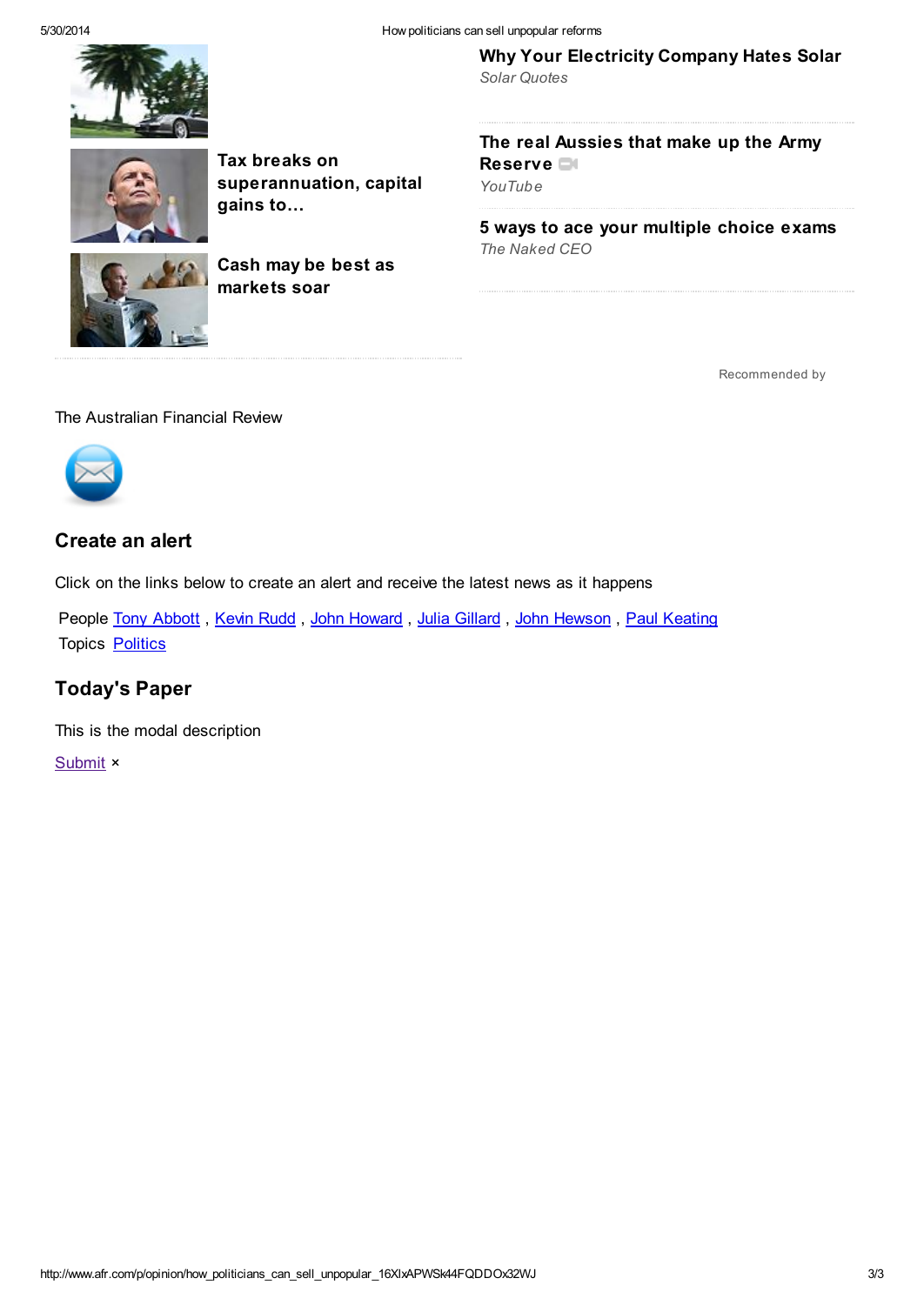Tax breaks on superannuation, capital gains to...

Cash may be best as markets soar

**Why Your Electricity Company Hates Solar**
*Solar Quotes*

**The real Aussies that make up the Army Reserve**
*YouTube*

**5 ways to ace your multiple choice exams**
*The Naked CEO*

Recommended by

The Australian Financial Review

## Create an alert

Click on the links below to create an alert and receive the latest news as it happens

People Tony Abbott , Kevin Rudd , John Howard , Julia Gillard , John Hewson , Paul Keating
Topics Politics

## Today's Paper

This is the modal description

Submit ×